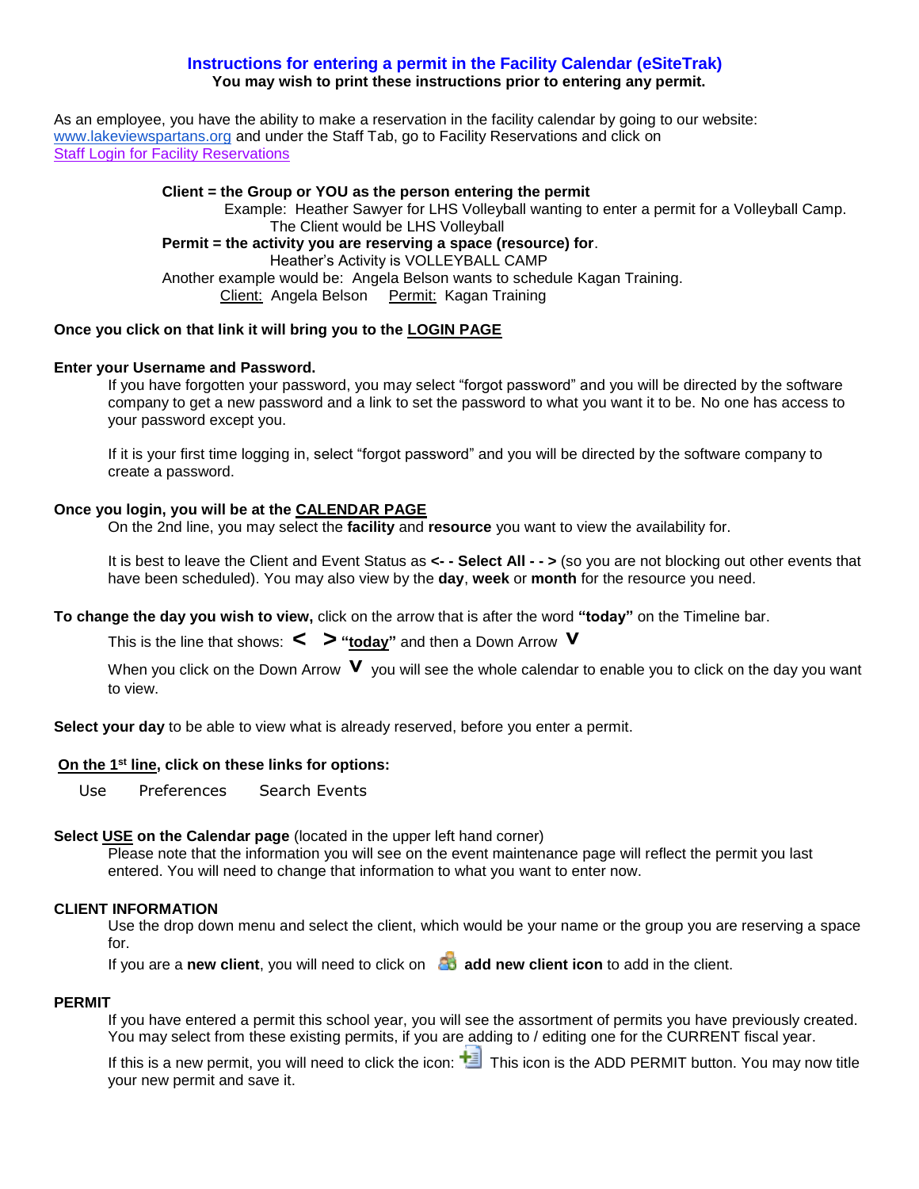# Instructions for entering a permit in the Facility Calendar (eSiteTrak)

**You may wish to print these instructions prior to entering any permit.**

As an employee, you have the ability to make a reservation in the facility calendar by going to our website: www.lakeviewspartans.org and under the Staff Tab, go to Facility Reservations and click on Staff Login for Facility Reservations

**Client = the Group or YOU as the person entering the permit**

Example: Heather Sawyer for LHS Volleyball wanting to enter a permit for a Volleyball Camp.

The Client would be LHS Volleyball

**Permit = the activity you are reserving a space (resource) for**.

Heather's Activity is VOLLEYBALL CAMP

Another example would be: Angela Belson wants to schedule Kagan Training.

Client: Angela Belson   Permit: Kagan Training

**Once you click on that link it will bring you to the LOGIN PAGE**

**Enter your Username and Password.**

If you have forgotten your password, you may select "forgot password" and you will be directed by the software company to get a new password and a link to set the password to what you want it to be. No one has access to your password except you.

If it is your first time logging in, select "forgot password" and you will be directed by the software company to create a password.

**Once you login, you will be at the CALENDAR PAGE**

On the 2nd line, you may select the **facility** and **resource** you want to view the availability for.

It is best to leave the Client and Event Status as **<- - Select All - - >** (so you are not blocking out other events that have been scheduled). You may also view by the **day**, **week** or **month** for the resource you need.

**To change the day you wish to view,** click on the arrow that is after the word **"today"** on the Timeline bar.

This is the line that shows: **<  > "today"** and then a Down Arrow **V**

When you click on the Down Arrow **V** you will see the whole calendar to enable you to click on the day you want to view.

**Select your day** to be able to view what is already reserved, before you enter a permit.

**On the 1st line, click on these links for options:**

Use   Preferences   Search Events

**Select USE on the Calendar page** (located in the upper left hand corner)

Please note that the information you will see on the event maintenance page will reflect the permit you last entered. You will need to change that information to what you want to enter now.

**CLIENT INFORMATION**

Use the drop down menu and select the client, which would be your name or the group you are reserving a space for.

If you are a **new client**, you will need to click on **add new client icon** to add in the client.

**PERMIT**

If you have entered a permit this school year, you will see the assortment of permits you have previously created. You may select from these existing permits, if you are adding to / editing one for the CURRENT fiscal year.

If this is a new permit, you will need to click the icon: This icon is the ADD PERMIT button. You may now title your new permit and save it.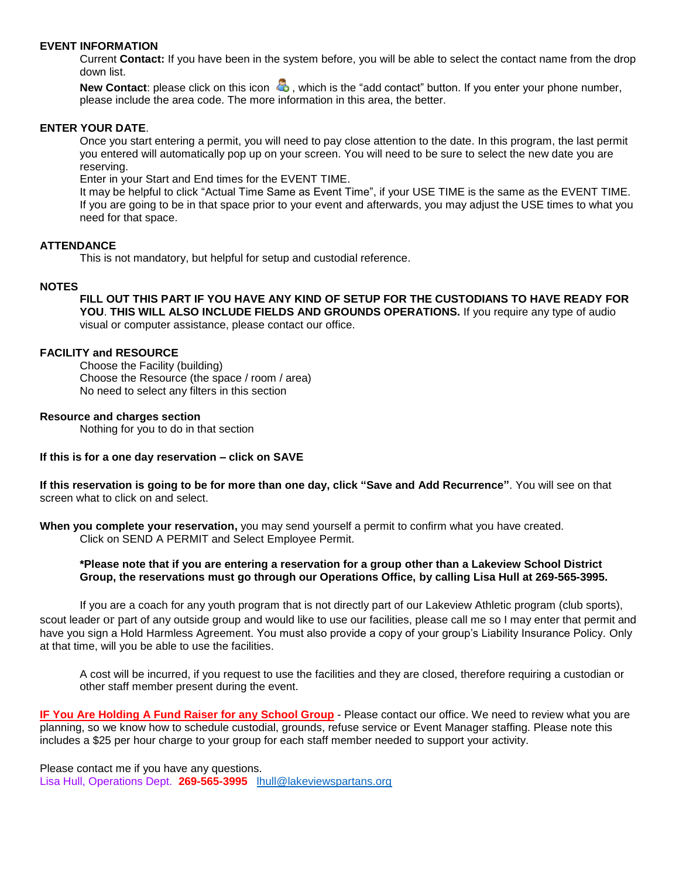**EVENT INFORMATION**

Current **Contact:** If you have been in the system before, you will be able to select the contact name from the drop down list.

**New Contact**: please click on this icon , which is the "add contact" button. If you enter your phone number, please include the area code. The more information in this area, the better.

**ENTER YOUR DATE**.

Once you start entering a permit, you will need to pay close attention to the date. In this program, the last permit you entered will automatically pop up on your screen. You will need to be sure to select the new date you are reserving.

Enter in your Start and End times for the EVENT TIME.

It may be helpful to click "Actual Time Same as Event Time", if your USE TIME is the same as the EVENT TIME. If you are going to be in that space prior to your event and afterwards, you may adjust the USE times to what you need for that space.

**ATTENDANCE**

This is not mandatory, but helpful for setup and custodial reference.

**NOTES**

**FILL OUT THIS PART IF YOU HAVE ANY KIND OF SETUP FOR THE CUSTODIANS TO HAVE READY FOR YOU**. **THIS WILL ALSO INCLUDE FIELDS AND GROUNDS OPERATIONS.** If you require any type of audio visual or computer assistance, please contact our office.

**FACILITY and RESOURCE**

Choose the Facility (building)
Choose the Resource (the space / room / area)
No need to select any filters in this section

**Resource and charges section**

Nothing for you to do in that section

**If this is for a one day reservation – click on SAVE**

**If this reservation is going to be for more than one day, click "Save and Add Recurrence"**. You will see on that screen what to click on and select.

**When you complete your reservation,** you may send yourself a permit to confirm what you have created.
Click on SEND A PERMIT and Select Employee Permit.

**\*Please note that if you are entering a reservation for a group other than a Lakeview School District Group, the reservations must go through our Operations Office, by calling Lisa Hull at 269-565-3995.**

If you are a coach for any youth program that is not directly part of our Lakeview Athletic program (club sports), scout leader or part of any outside group and would like to use our facilities, please call me so I may enter that permit and have you sign a Hold Harmless Agreement. You must also provide a copy of your group's Liability Insurance Policy. Only at that time, will you be able to use the facilities.

A cost will be incurred, if you request to use the facilities and they are closed, therefore requiring a custodian or other staff member present during the event.

**IF You Are Holding A Fund Raiser for any School Group** - Please contact our office. We need to review what you are planning, so we know how to schedule custodial, grounds, refuse service or Event Manager staffing. Please note this includes a $25 per hour charge to your group for each staff member needed to support your activity.

Please contact me if you have any questions.
Lisa Hull, Operations Dept. **269-565-3995** lhull@lakeviewspartans.org